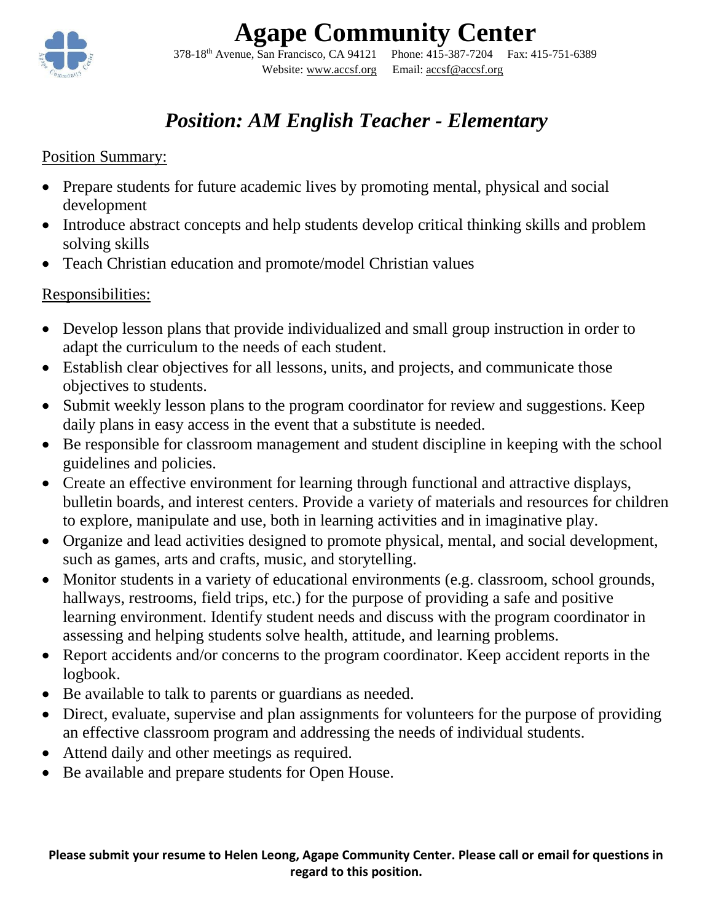# Agape Community Center

378-18th Avenue, San Francisco, CA 94121 Phone: 415-387-7204 Fax: 415-751-6389
Website: www.accsf.org Email: accsf@accsf.org

## *Position: AM English Teacher - Elementary*

Position Summary:

- Prepare students for future academic lives by promoting mental, physical and social development
- Introduce abstract concepts and help students develop critical thinking skills and problem solving skills
- Teach Christian education and promote/model Christian values

Responsibilities:

- Develop lesson plans that provide individualized and small group instruction in order to adapt the curriculum to the needs of each student.
- Establish clear objectives for all lessons, units, and projects, and communicate those objectives to students.
- Submit weekly lesson plans to the program coordinator for review and suggestions. Keep daily plans in easy access in the event that a substitute is needed.
- Be responsible for classroom management and student discipline in keeping with the school guidelines and policies.
- Create an effective environment for learning through functional and attractive displays, bulletin boards, and interest centers. Provide a variety of materials and resources for children to explore, manipulate and use, both in learning activities and in imaginative play.
- Organize and lead activities designed to promote physical, mental, and social development, such as games, arts and crafts, music, and storytelling.
- Monitor students in a variety of educational environments (e.g. classroom, school grounds, hallways, restrooms, field trips, etc.) for the purpose of providing a safe and positive learning environment. Identify student needs and discuss with the program coordinator in assessing and helping students solve health, attitude, and learning problems.
- Report accidents and/or concerns to the program coordinator. Keep accident reports in the logbook.
- Be available to talk to parents or guardians as needed.
- Direct, evaluate, supervise and plan assignments for volunteers for the purpose of providing an effective classroom program and addressing the needs of individual students.
- Attend daily and other meetings as required.
- Be available and prepare students for Open House.

**Please submit your resume to Helen Leong, Agape Community Center. Please call or email for questions in regard to this position.**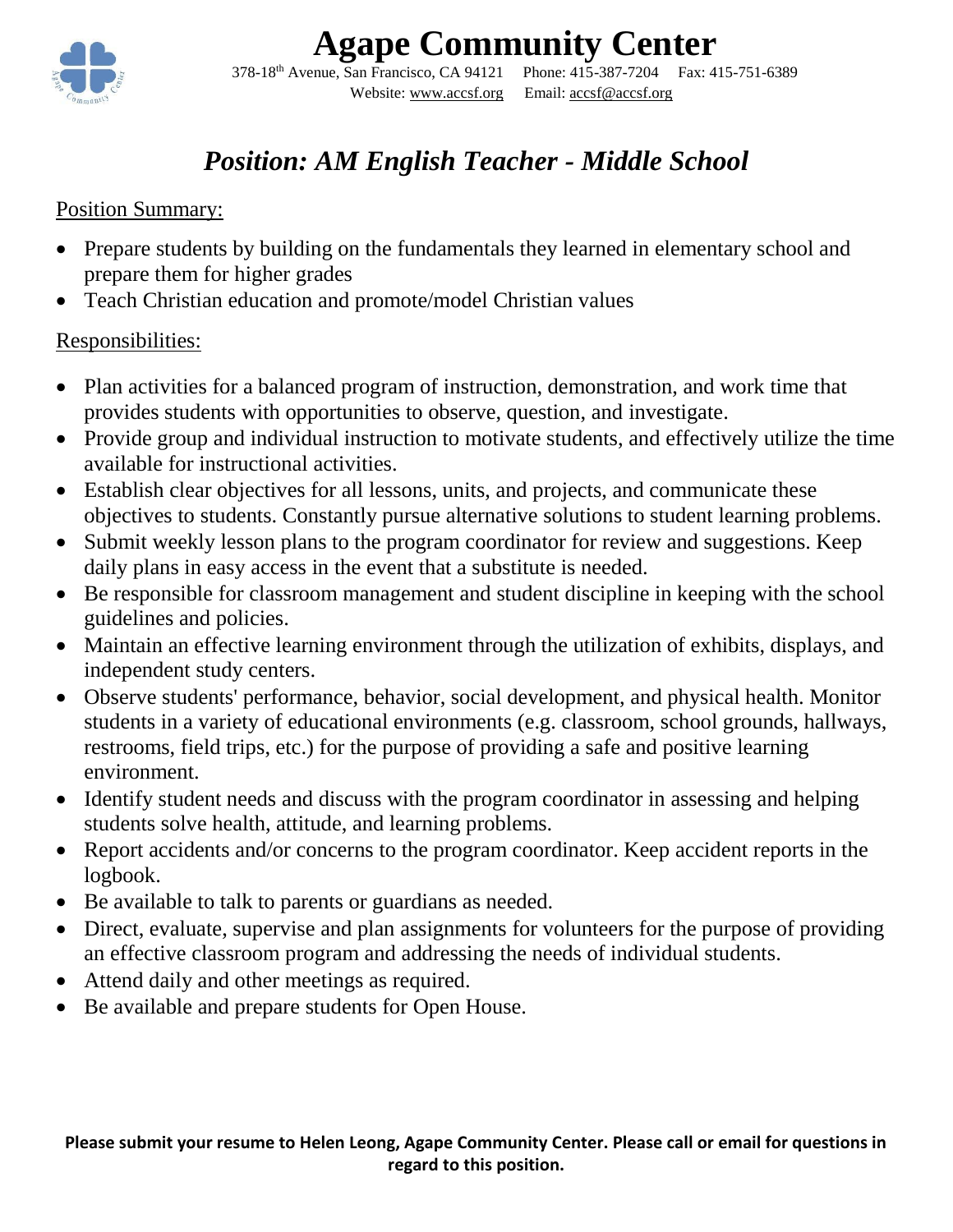# Agape Community Center

378-18th Avenue, San Francisco, CA 94121 Phone: 415-387-7204 Fax: 415-751-6389
Website: www.accsf.org Email: accsf@accsf.org

## *Position: AM English Teacher - Middle School*

Position Summary:

- Prepare students by building on the fundamentals they learned in elementary school and prepare them for higher grades
- Teach Christian education and promote/model Christian values

Responsibilities:

- Plan activities for a balanced program of instruction, demonstration, and work time that provides students with opportunities to observe, question, and investigate.
- Provide group and individual instruction to motivate students, and effectively utilize the time available for instructional activities.
- Establish clear objectives for all lessons, units, and projects, and communicate these objectives to students. Constantly pursue alternative solutions to student learning problems.
- Submit weekly lesson plans to the program coordinator for review and suggestions. Keep daily plans in easy access in the event that a substitute is needed.
- Be responsible for classroom management and student discipline in keeping with the school guidelines and policies.
- Maintain an effective learning environment through the utilization of exhibits, displays, and independent study centers.
- Observe students' performance, behavior, social development, and physical health. Monitor students in a variety of educational environments (e.g. classroom, school grounds, hallways, restrooms, field trips, etc.) for the purpose of providing a safe and positive learning environment.
- Identify student needs and discuss with the program coordinator in assessing and helping students solve health, attitude, and learning problems.
- Report accidents and/or concerns to the program coordinator. Keep accident reports in the logbook.
- Be available to talk to parents or guardians as needed.
- Direct, evaluate, supervise and plan assignments for volunteers for the purpose of providing an effective classroom program and addressing the needs of individual students.
- Attend daily and other meetings as required.
- Be available and prepare students for Open House.

**Please submit your resume to Helen Leong, Agape Community Center. Please call or email for questions in regard to this position.**